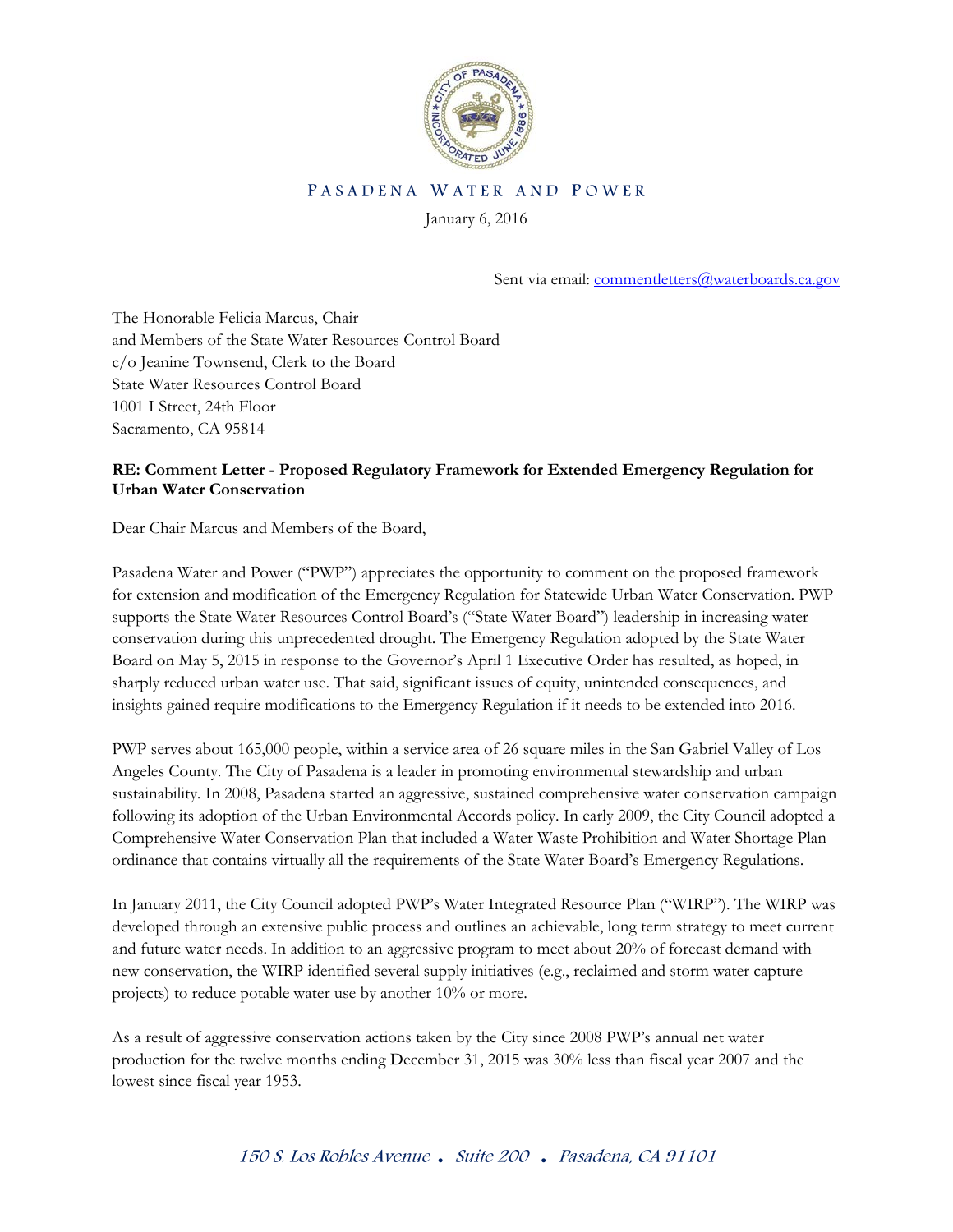PASADENA WATER AND POWER

January 6, 2016

Sent via email: commentletters@waterboards.ca.gov

The Honorable Felicia Marcus, Chair
and Members of the State Water Resources Control Board
c/o Jeanine Townsend, Clerk to the Board
State Water Resources Control Board
1001 I Street, 24th Floor
Sacramento, CA 95814

**RE: Comment Letter - Proposed Regulatory Framework for Extended Emergency Regulation for Urban Water Conservation**

Dear Chair Marcus and Members of the Board,

Pasadena Water and Power ("PWP") appreciates the opportunity to comment on the proposed framework for extension and modification of the Emergency Regulation for Statewide Urban Water Conservation. PWP supports the State Water Resources Control Board's ("State Water Board") leadership in increasing water conservation during this unprecedented drought. The Emergency Regulation adopted by the State Water Board on May 5, 2015 in response to the Governor's April 1 Executive Order has resulted, as hoped, in sharply reduced urban water use. That said, significant issues of equity, unintended consequences, and insights gained require modifications to the Emergency Regulation if it needs to be extended into 2016.

PWP serves about 165,000 people, within a service area of 26 square miles in the San Gabriel Valley of Los Angeles County. The City of Pasadena is a leader in promoting environmental stewardship and urban sustainability. In 2008, Pasadena started an aggressive, sustained comprehensive water conservation campaign following its adoption of the Urban Environmental Accords policy. In early 2009, the City Council adopted a Comprehensive Water Conservation Plan that included a Water Waste Prohibition and Water Shortage Plan ordinance that contains virtually all the requirements of the State Water Board's Emergency Regulations.

In January 2011, the City Council adopted PWP's Water Integrated Resource Plan ("WIRP"). The WIRP was developed through an extensive public process and outlines an achievable, long term strategy to meet current and future water needs. In addition to an aggressive program to meet about 20% of forecast demand with new conservation, the WIRP identified several supply initiatives (e.g., reclaimed and storm water capture projects) to reduce potable water use by another 10% or more.

As a result of aggressive conservation actions taken by the City since 2008 PWP's annual net water production for the twelve months ending December 31, 2015 was 30% less than fiscal year 2007 and the lowest since fiscal year 1953.

*150 S. Los Robles Avenue . Suite 200 . Pasadena, CA 91101*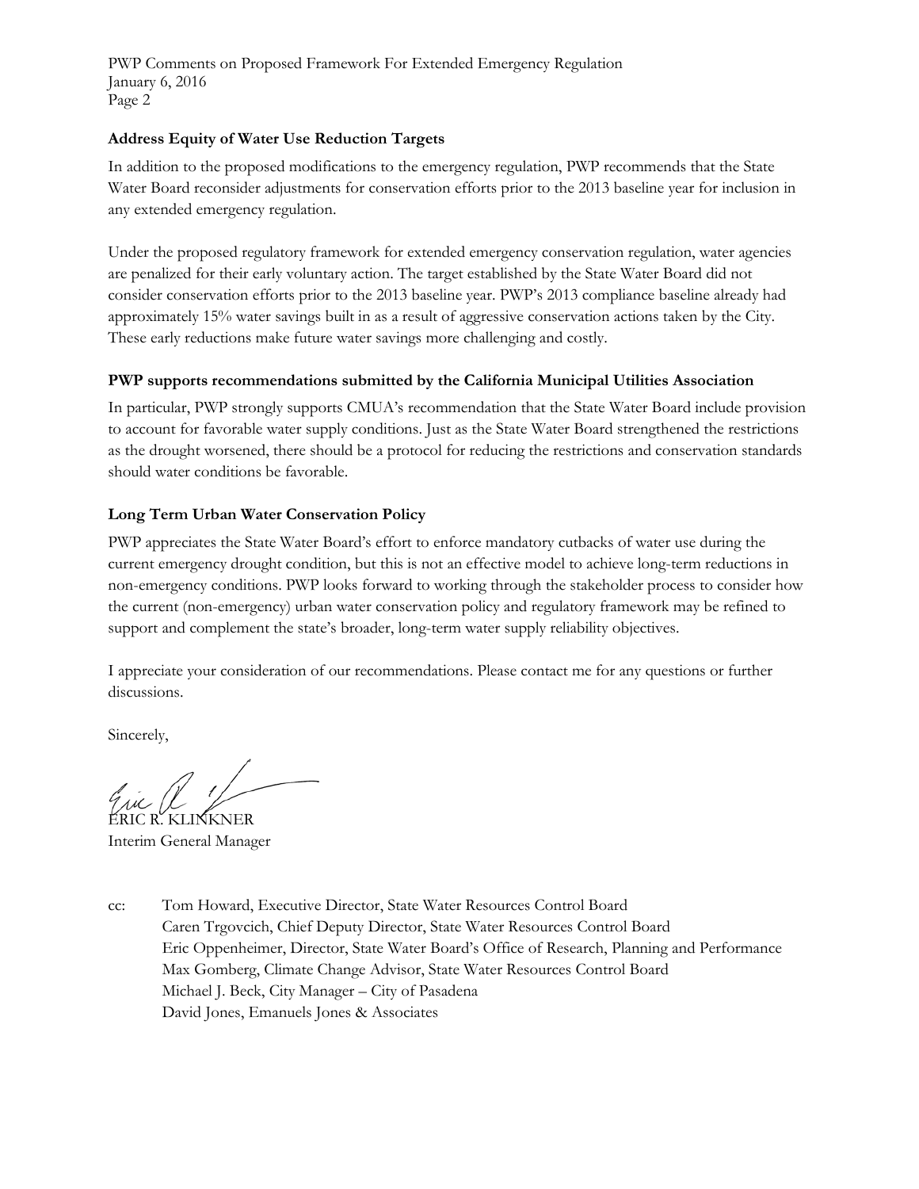**Address Equity of Water Use Reduction Targets**

In addition to the proposed modifications to the emergency regulation, PWP recommends that the State Water Board reconsider adjustments for conservation efforts prior to the 2013 baseline year for inclusion in any extended emergency regulation.

Under the proposed regulatory framework for extended emergency conservation regulation, water agencies are penalized for their early voluntary action. The target established by the State Water Board did not consider conservation efforts prior to the 2013 baseline year. PWP's 2013 compliance baseline already had approximately 15% water savings built in as a result of aggressive conservation actions taken by the City. These early reductions make future water savings more challenging and costly.

**PWP supports recommendations submitted by the California Municipal Utilities Association**

In particular, PWP strongly supports CMUA's recommendation that the State Water Board include provision to account for favorable water supply conditions. Just as the State Water Board strengthened the restrictions as the drought worsened, there should be a protocol for reducing the restrictions and conservation standards should water conditions be favorable.

**Long Term Urban Water Conservation Policy**

PWP appreciates the State Water Board's effort to enforce mandatory cutbacks of water use during the current emergency drought condition, but this is not an effective model to achieve long-term reductions in non-emergency conditions. PWP looks forward to working through the stakeholder process to consider how the current (non-emergency) urban water conservation policy and regulatory framework may be refined to support and complement the state's broader, long-term water supply reliability objectives.

I appreciate your consideration of our recommendations. Please contact me for any questions or further discussions.

Sincerely,

ERIC R. KLINKNER
Interim General Manager

cc: Tom Howard, Executive Director, State Water Resources Control Board
Caren Trgovcich, Chief Deputy Director, State Water Resources Control Board
Eric Oppenheimer, Director, State Water Board's Office of Research, Planning and Performance
Max Gomberg, Climate Change Advisor, State Water Resources Control Board
Michael J. Beck, City Manager – City of Pasadena
David Jones, Emanuels Jones & Associates